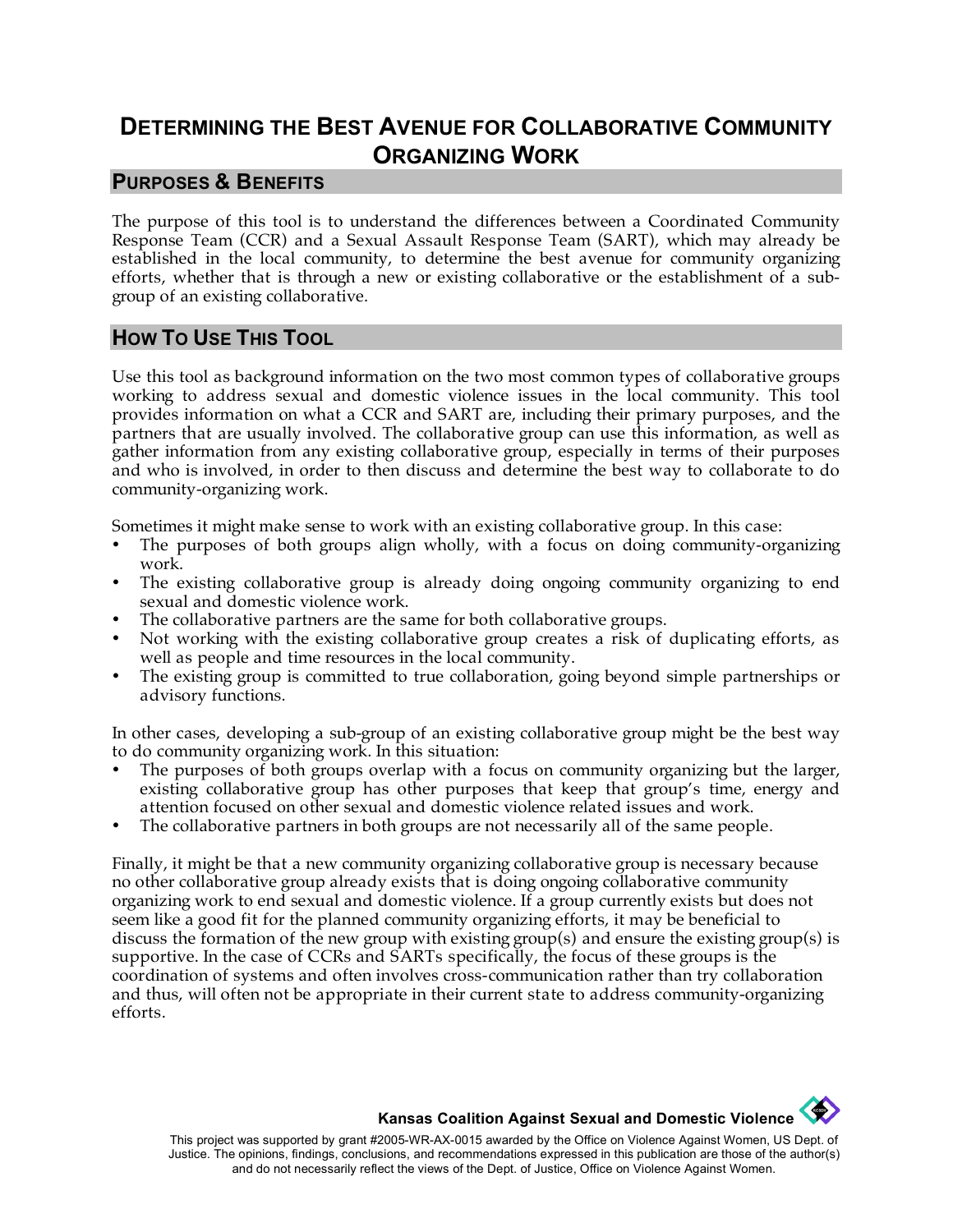# Determining the Best Avenue for Collaborative Community Organizing Work

## Purposes & Benefits

The purpose of this tool is to understand the differences between a Coordinated Community Response Team (CCR) and a Sexual Assault Response Team (SART), which may already be established in the local community, to determine the best avenue for community organizing efforts, whether that is through a new or existing collaborative or the establishment of a sub-group of an existing collaborative.

## How To Use This Tool

Use this tool as background information on the two most common types of collaborative groups working to address sexual and domestic violence issues in the local community. This tool provides information on what a CCR and SART are, including their primary purposes, and the partners that are usually involved. The collaborative group can use this information, as well as gather information from any existing collaborative group, especially in terms of their purposes and who is involved, in order to then discuss and determine the best way to collaborate to do community-organizing work.

Sometimes it might make sense to work with an existing collaborative group. In this case:

- The purposes of both groups align wholly, with a focus on doing community-organizing work.
- The existing collaborative group is already doing ongoing community organizing to end sexual and domestic violence work.
- The collaborative partners are the same for both collaborative groups.
- Not working with the existing collaborative group creates a risk of duplicating efforts, as well as people and time resources in the local community.
- The existing group is committed to true collaboration, going beyond simple partnerships or advisory functions.

In other cases, developing a sub-group of an existing collaborative group might be the best way to do community organizing work. In this situation:

- The purposes of both groups overlap with a focus on community organizing but the larger, existing collaborative group has other purposes that keep that group's time, energy and attention focused on other sexual and domestic violence related issues and work.
- The collaborative partners in both groups are not necessarily all of the same people.

Finally, it might be that a new community organizing collaborative group is necessary because no other collaborative group already exists that is doing ongoing collaborative community organizing work to end sexual and domestic violence. If a group currently exists but does not seem like a good fit for the planned community organizing efforts, it may be beneficial to discuss the formation of the new group with existing group(s) and ensure the existing group(s) is supportive. In the case of CCRs and SARTs specifically, the focus of these groups is the coordination of systems and often involves cross-communication rather than try collaboration and thus, will often not be appropriate in their current state to address community-organizing efforts.

**Kansas Coalition Against Sexual and Domestic Violence**

This project was supported by grant #2005-WR-AX-0015 awarded by the Office on Violence Against Women, US Dept. of Justice. The opinions, findings, conclusions, and recommendations expressed in this publication are those of the author(s) and do not necessarily reflect the views of the Dept. of Justice, Office on Violence Against Women.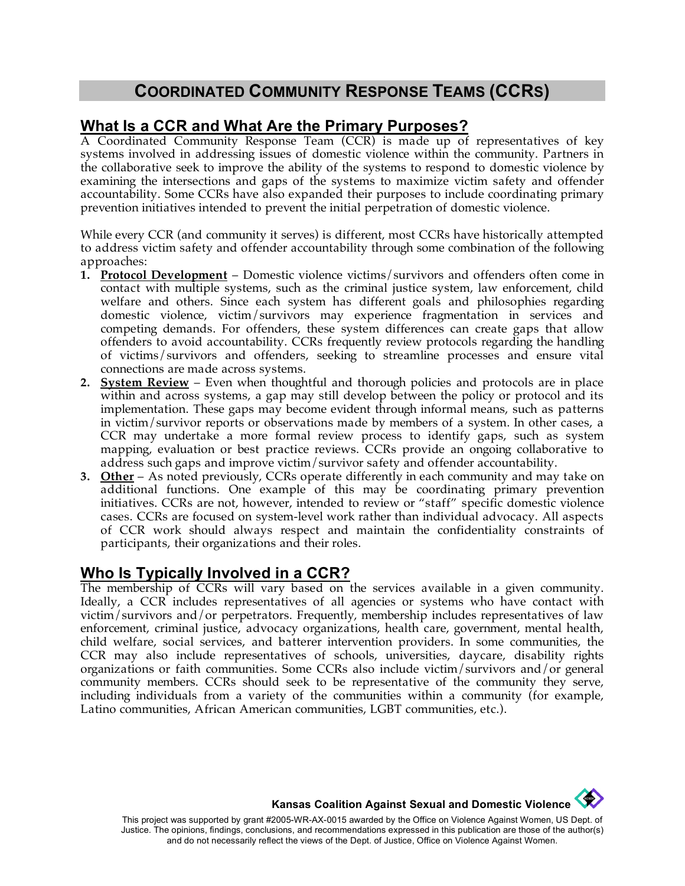# Coordinated Community Response Teams (CCRs)

## What Is a CCR and What Are the Primary Purposes?

A Coordinated Community Response Team (CCR) is made up of representatives of key systems involved in addressing issues of domestic violence within the community. Partners in the collaborative seek to improve the ability of the systems to respond to domestic violence by examining the intersections and gaps of the systems to maximize victim safety and offender accountability. Some CCRs have also expanded their purposes to include coordinating primary prevention initiatives intended to prevent the initial perpetration of domestic violence.

While every CCR (and community it serves) is different, most CCRs have historically attempted to address victim safety and offender accountability through some combination of the following approaches:

1. **Protocol Development** – Domestic violence victims/survivors and offenders often come in contact with multiple systems, such as the criminal justice system, law enforcement, child welfare and others. Since each system has different goals and philosophies regarding domestic violence, victim/survivors may experience fragmentation in services and competing demands. For offenders, these system differences can create gaps that allow offenders to avoid accountability. CCRs frequently review protocols regarding the handling of victims/survivors and offenders, seeking to streamline processes and ensure vital connections are made across systems.
2. **System Review** – Even when thoughtful and thorough policies and protocols are in place within and across systems, a gap may still develop between the policy or protocol and its implementation. These gaps may become evident through informal means, such as patterns in victim/survivor reports or observations made by members of a system. In other cases, a CCR may undertake a more formal review process to identify gaps, such as system mapping, evaluation or best practice reviews. CCRs provide an ongoing collaborative to address such gaps and improve victim/survivor safety and offender accountability.
3. **Other** – As noted previously, CCRs operate differently in each community and may take on additional functions. One example of this may be coordinating primary prevention initiatives. CCRs are not, however, intended to review or "staff" specific domestic violence cases. CCRs are focused on system-level work rather than individual advocacy. All aspects of CCR work should always respect and maintain the confidentiality constraints of participants, their organizations and their roles.

## Who Is Typically Involved in a CCR?

The membership of CCRs will vary based on the services available in a given community. Ideally, a CCR includes representatives of all agencies or systems who have contact with victim/survivors and/or perpetrators. Frequently, membership includes representatives of law enforcement, criminal justice, advocacy organizations, health care, government, mental health, child welfare, social services, and batterer intervention providers. In some communities, the CCR may also include representatives of schools, universities, daycare, disability rights organizations or faith communities. Some CCRs also include victim/survivors and/or general community members. CCRs should seek to be representative of the community they serve, including individuals from a variety of the communities within a community (for example, Latino communities, African American communities, LGBT communities, etc.).

**Kansas Coalition Against Sexual and Domestic Violence**

This project was supported by grant #2005-WR-AX-0015 awarded by the Office on Violence Against Women, US Dept. of Justice. The opinions, findings, conclusions, and recommendations expressed in this publication are those of the author(s) and do not necessarily reflect the views of the Dept. of Justice, Office on Violence Against Women.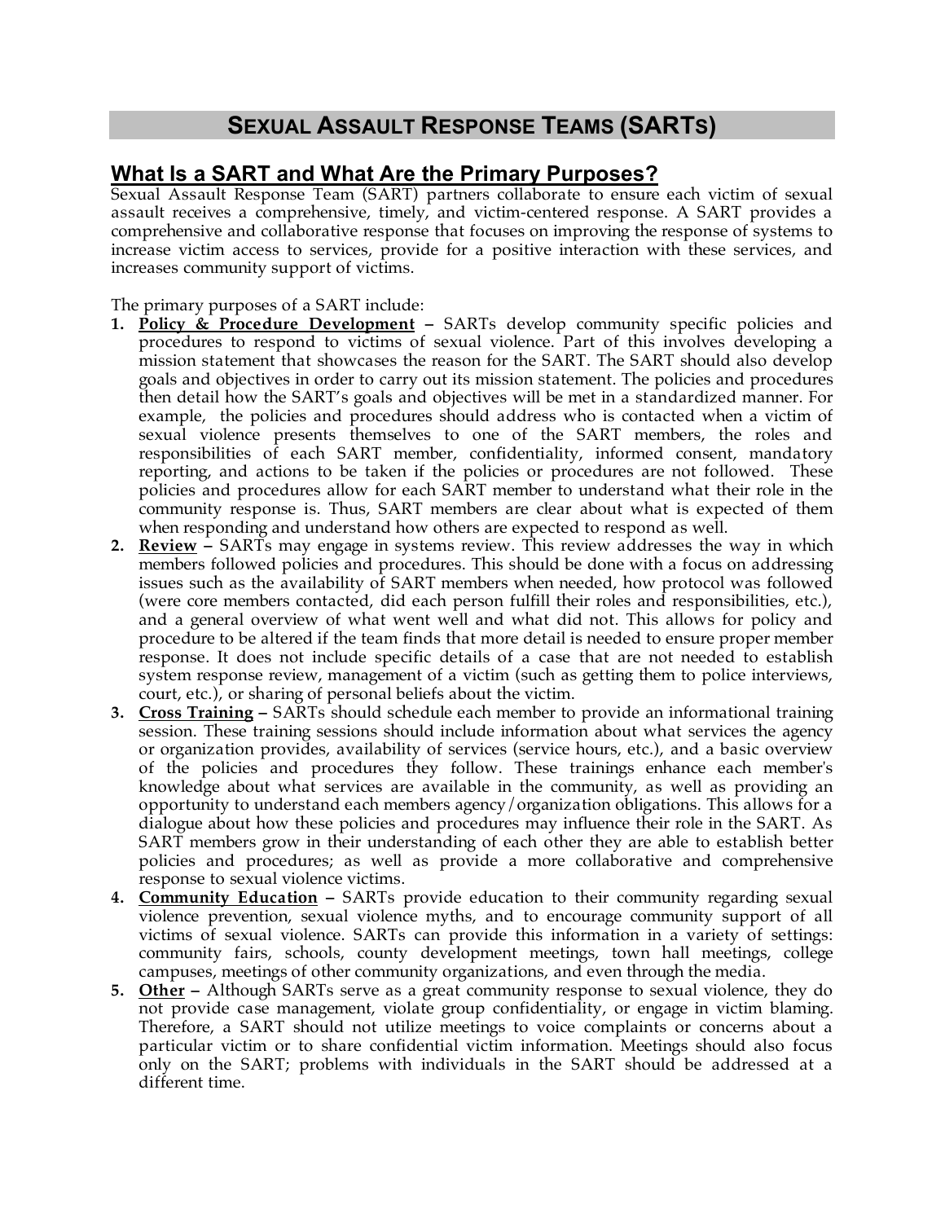# Sexual Assault Response Teams (SARTs)

## What Is a SART and What Are the Primary Purposes?

Sexual Assault Response Team (SART) partners collaborate to ensure each victim of sexual assault receives a comprehensive, timely, and victim-centered response. A SART provides a comprehensive and collaborative response that focuses on improving the response of systems to increase victim access to services, provide for a positive interaction with these services, and increases community support of victims.

The primary purposes of a SART include:

1. **Policy & Procedure Development** – SARTs develop community specific policies and procedures to respond to victims of sexual violence. Part of this involves developing a mission statement that showcases the reason for the SART. The SART should also develop goals and objectives in order to carry out its mission statement. The policies and procedures then detail how the SART's goals and objectives will be met in a standardized manner. For example, the policies and procedures should address who is contacted when a victim of sexual violence presents themselves to one of the SART members, the roles and responsibilities of each SART member, confidentiality, informed consent, mandatory reporting, and actions to be taken if the policies or procedures are not followed. These policies and procedures allow for each SART member to understand what their role in the community response is. Thus, SART members are clear about what is expected of them when responding and understand how others are expected to respond as well.
2. **Review** – SARTs may engage in systems review. This review addresses the way in which members followed policies and procedures. This should be done with a focus on addressing issues such as the availability of SART members when needed, how protocol was followed (were core members contacted, did each person fulfill their roles and responsibilities, etc.), and a general overview of what went well and what did not. This allows for policy and procedure to be altered if the team finds that more detail is needed to ensure proper member response. It does not include specific details of a case that are not needed to establish system response review, management of a victim (such as getting them to police interviews, court, etc.), or sharing of personal beliefs about the victim.
3. **Cross Training** – SARTs should schedule each member to provide an informational training session. These training sessions should include information about what services the agency or organization provides, availability of services (service hours, etc.), and a basic overview of the policies and procedures they follow. These trainings enhance each member's knowledge about what services are available in the community, as well as providing an opportunity to understand each members agency/organization obligations. This allows for a dialogue about how these policies and procedures may influence their role in the SART. As SART members grow in their understanding of each other they are able to establish better policies and procedures; as well as provide a more collaborative and comprehensive response to sexual violence victims.
4. **Community Education** – SARTs provide education to their community regarding sexual violence prevention, sexual violence myths, and to encourage community support of all victims of sexual violence. SARTs can provide this information in a variety of settings: community fairs, schools, county development meetings, town hall meetings, college campuses, meetings of other community organizations, and even through the media.
5. **Other** – Although SARTs serve as a great community response to sexual violence, they do not provide case management, violate group confidentiality, or engage in victim blaming. Therefore, a SART should not utilize meetings to voice complaints or concerns about a particular victim or to share confidential victim information. Meetings should also focus only on the SART; problems with individuals in the SART should be addressed at a different time.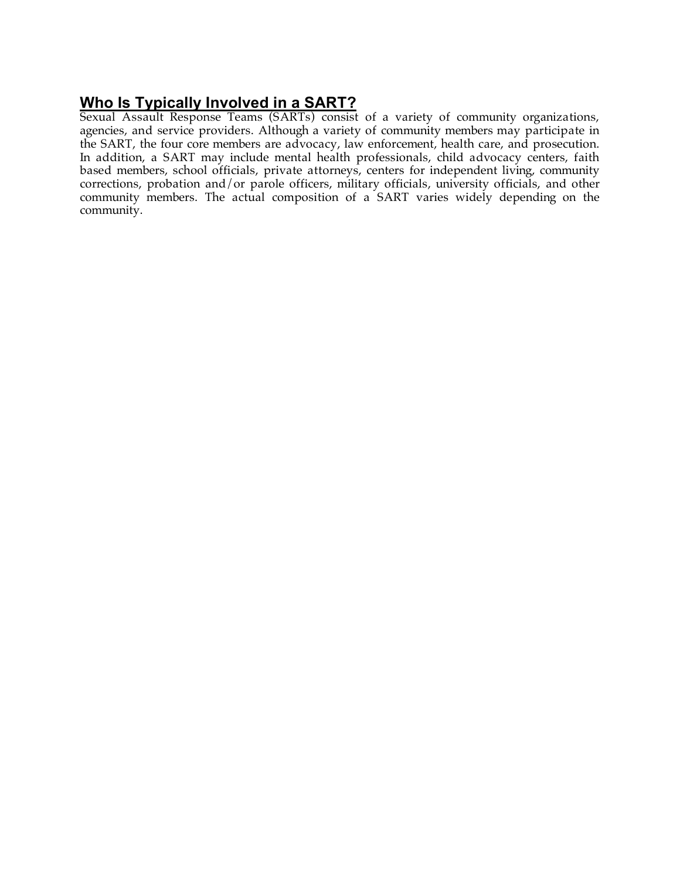## Who Is Typically Involved in a SART?

Sexual Assault Response Teams (SARTs) consist of a variety of community organizations, agencies, and service providers. Although a variety of community members may participate in the SART, the four core members are advocacy, law enforcement, health care, and prosecution. In addition, a SART may include mental health professionals, child advocacy centers, faith based members, school officials, private attorneys, centers for independent living, community corrections, probation and/or parole officers, military officials, university officials, and other community members. The actual composition of a SART varies widely depending on the community.